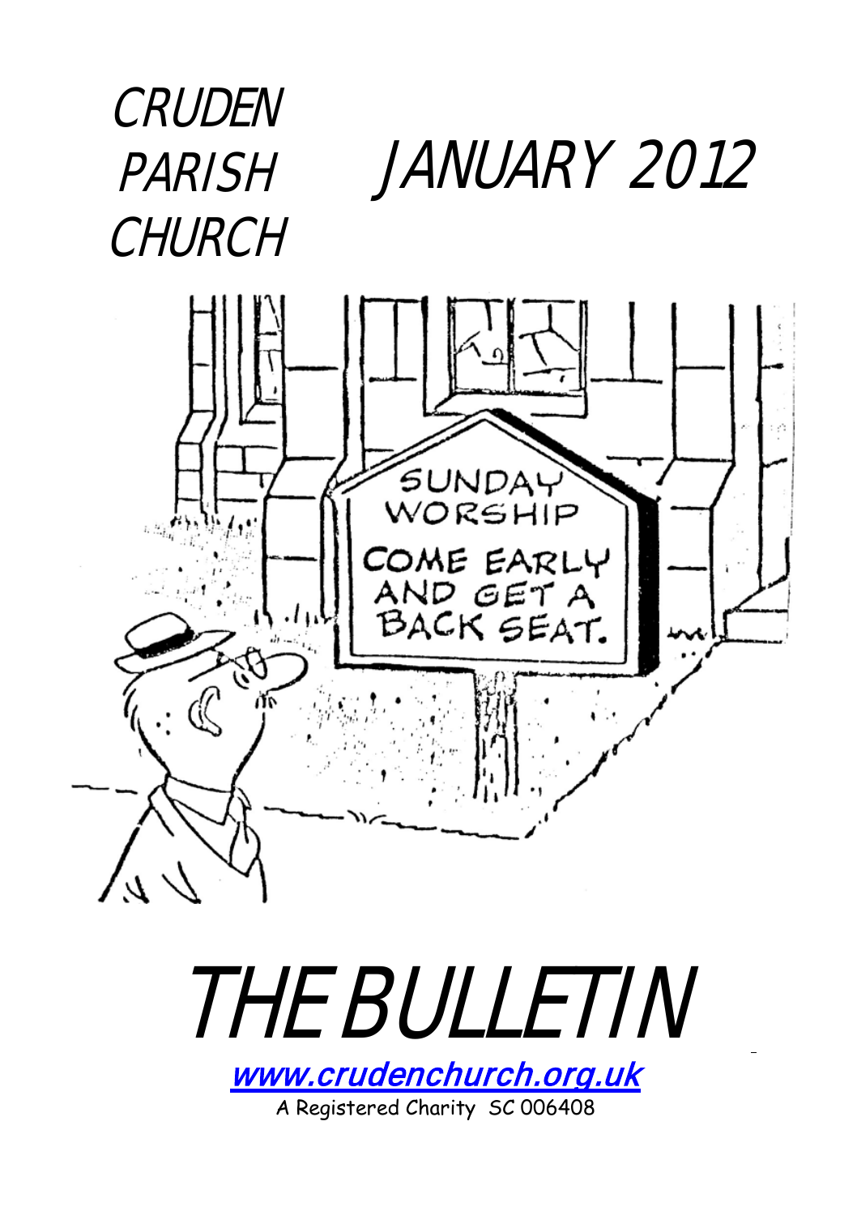# CRUDEN PARISH CHURCH

# JANUARY 2012

SUNDAY WORSHIP

COME EARLY AND GET A BACK SEAT.

# THE BULLETIN

www.crudenchurch.org.uk

A Registered Charity SC 006408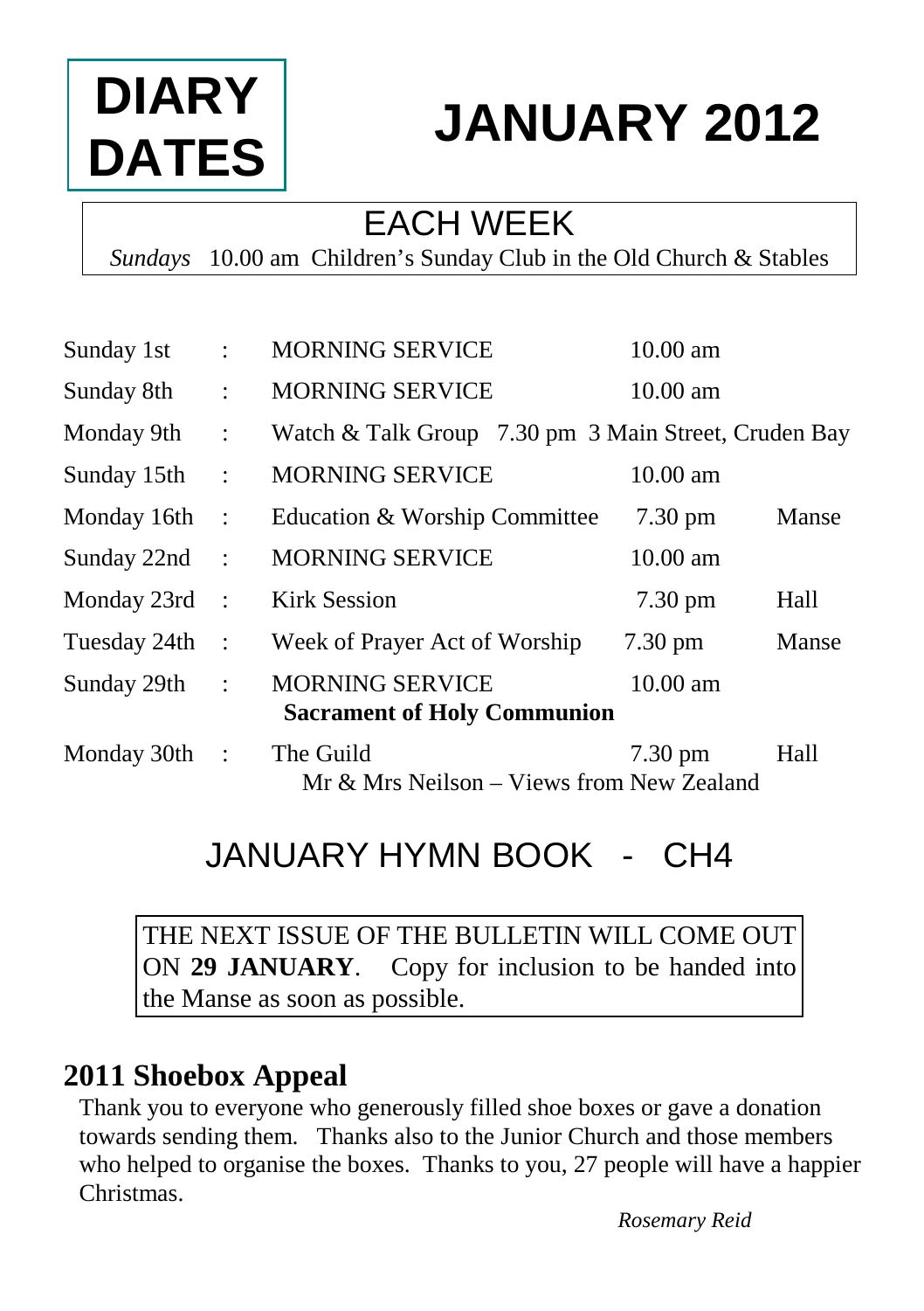# DIARY DATES

# JANUARY 2012

## EACH WEEK

*Sundays* 10.00 am Children's Sunday Club in the Old Church & Stables

| | | | | |
|---|---|---|---|---|
| Sunday 1st | : | MORNING SERVICE | 10.00 am | |
| Sunday 8th | : | MORNING SERVICE | 10.00 am | |
| Monday 9th | : | Watch & Talk Group 7.30 pm 3 Main Street, Cruden Bay | | |
| Sunday 15th | : | MORNING SERVICE | 10.00 am | |
| Monday 16th | : | Education & Worship Committee | 7.30 pm | Manse |
| Sunday 22nd | : | MORNING SERVICE | 10.00 am | |
| Monday 23rd | : | Kirk Session | 7.30 pm | Hall |
| Tuesday 24th | : | Week of Prayer Act of Worship | 7.30 pm | Manse |
| Sunday 29th | : | MORNING SERVICE<br>**Sacrament of Holy Communion** | 10.00 am | |
| Monday 30th | : | The Guild<br>Mr & Mrs Neilson – Views from New Zealand | 7.30 pm | Hall |

## JANUARY HYMN BOOK - CH4

THE NEXT ISSUE OF THE BULLETIN WILL COME OUT ON **29 JANUARY**. Copy for inclusion to be handed into the Manse as soon as possible.

## 2011 Shoebox Appeal

Thank you to everyone who generously filled shoe boxes or gave a donation towards sending them. Thanks also to the Junior Church and those members who helped to organise the boxes. Thanks to you, 27 people will have a happier Christmas.

*Rosemary Reid*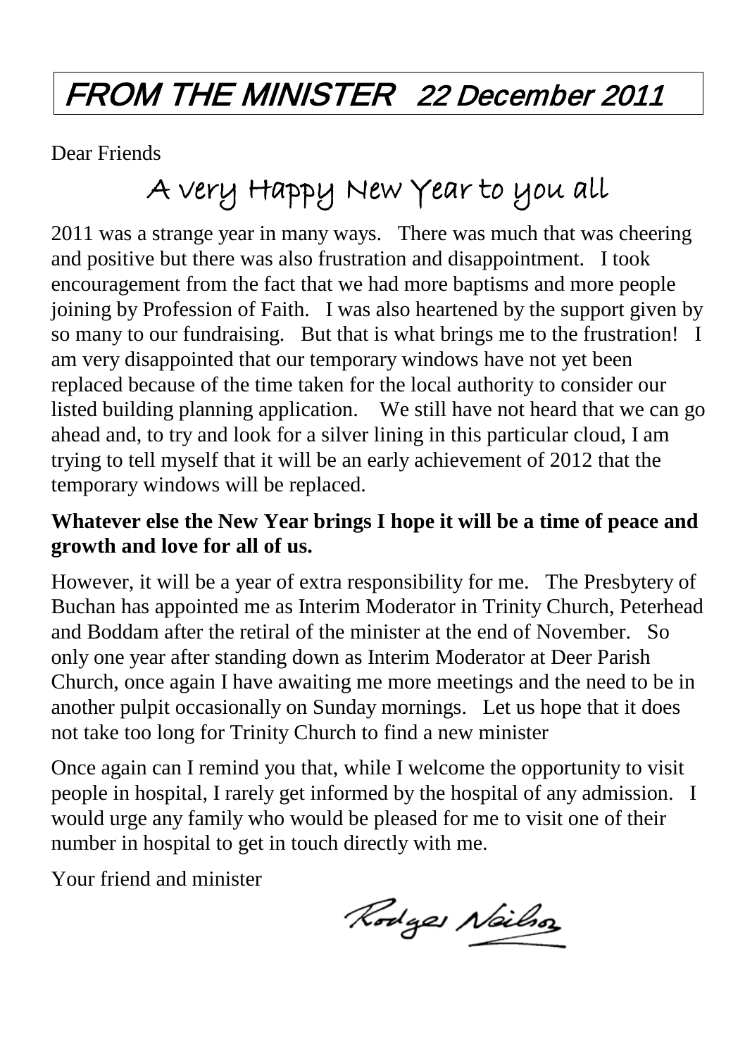# FROM THE MINISTER 22 December 2011

Dear Friends

## A very Happy New Year to you all

2011 was a strange year in many ways. There was much that was cheering and positive but there was also frustration and disappointment. I took encouragement from the fact that we had more baptisms and more people joining by Profession of Faith. I was also heartened by the support given by so many to our fundraising. But that is what brings me to the frustration! I am very disappointed that our temporary windows have not yet been replaced because of the time taken for the local authority to consider our listed building planning application. We still have not heard that we can go ahead and, to try and look for a silver lining in this particular cloud, I am trying to tell myself that it will be an early achievement of 2012 that the temporary windows will be replaced.

**Whatever else the New Year brings I hope it will be a time of peace and growth and love for all of us.**

However, it will be a year of extra responsibility for me. The Presbytery of Buchan has appointed me as Interim Moderator in Trinity Church, Peterhead and Boddam after the retiral of the minister at the end of November. So only one year after standing down as Interim Moderator at Deer Parish Church, once again I have awaiting me more meetings and the need to be in another pulpit occasionally on Sunday mornings. Let us hope that it does not take too long for Trinity Church to find a new minister

Once again can I remind you that, while I welcome the opportunity to visit people in hospital, I rarely get informed by the hospital of any admission. I would urge any family who would be pleased for me to visit one of their number in hospital to get in touch directly with me.

Your friend and minister

Rodger Neilson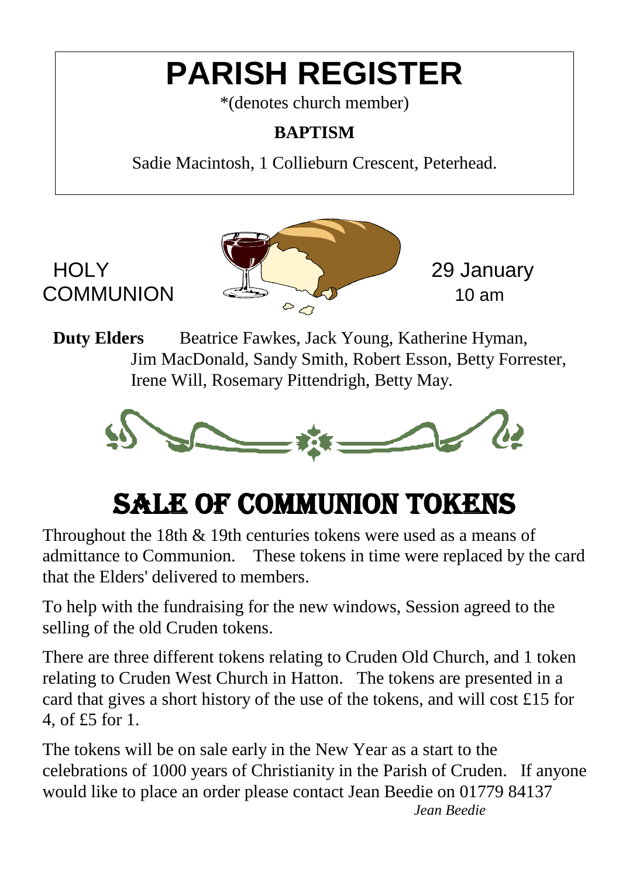# PARISH REGISTER

*(denotes church member)

**BAPTISM**

Sadie Macintosh, 1 Collieburn Crescent, Peterhead.

HOLY COMMUNION

29 January
10 am

**Duty Elders** Beatrice Fawkes, Jack Young, Katherine Hyman, Jim MacDonald, Sandy Smith, Robert Esson, Betty Forrester, Irene Will, Rosemary Pittendrigh, Betty May.

# SALE OF COMMUNION TOKENS

Throughout the 18th & 19th centuries tokens were used as a means of admittance to Communion. These tokens in time were replaced by the card that the Elders' delivered to members.

To help with the fundraising for the new windows, Session agreed to the selling of the old Cruden tokens.

There are three different tokens relating to Cruden Old Church, and 1 token relating to Cruden West Church in Hatton. The tokens are presented in a card that gives a short history of the use of the tokens, and will cost £15 for 4, of £5 for 1.

The tokens will be on sale early in the New Year as a start to the celebrations of 1000 years of Christianity in the Parish of Cruden. If anyone would like to place an order please contact Jean Beedie on 01779 84137

*Jean Beedie*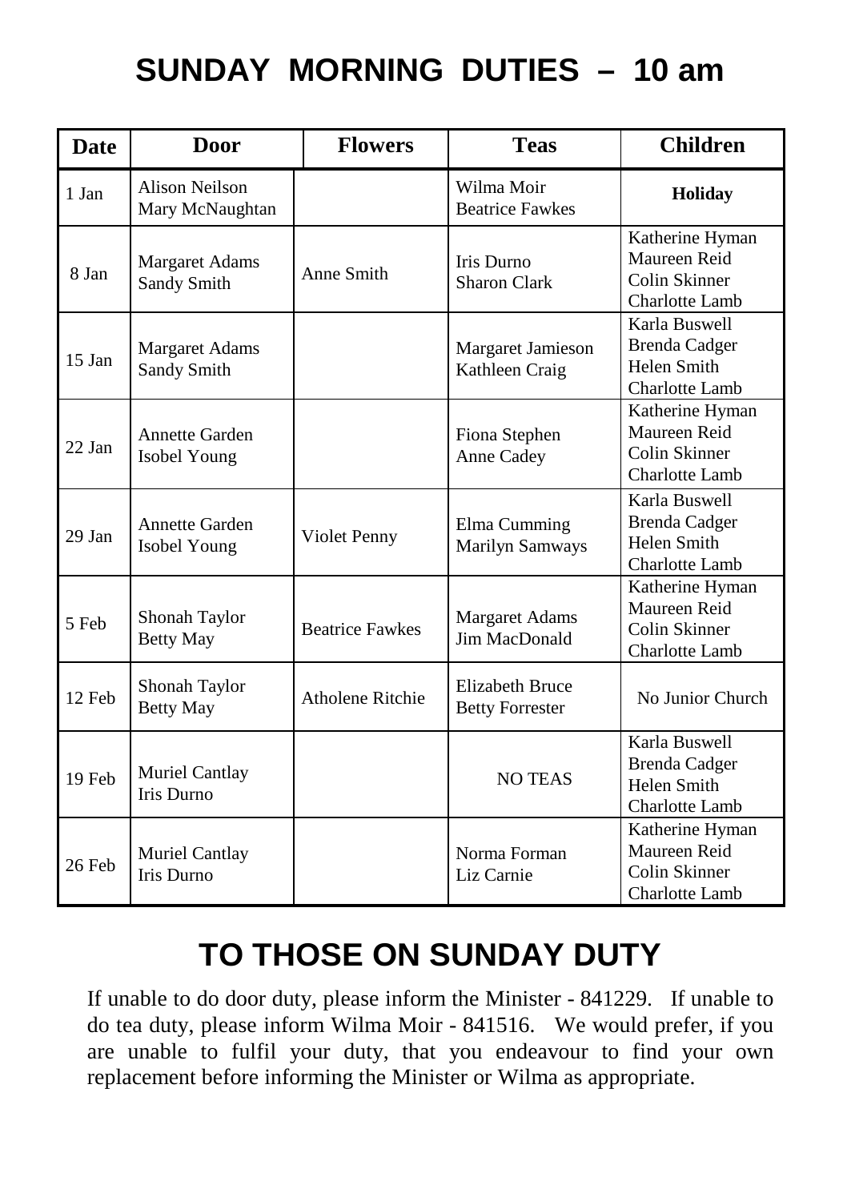# SUNDAY MORNING DUTIES – 10 am

| Date | Door | Flowers | Teas | Children |
|---|---|---|---|---|
| 1 Jan | Alison Neilson<br>Mary McNaughtan | | Wilma Moir<br>Beatrice Fawkes | **Holiday** |
| 8 Jan | Margaret Adams<br>Sandy Smith | Anne Smith | Iris Durno<br>Sharon Clark | Katherine Hyman<br>Maureen Reid<br>Colin Skinner<br>Charlotte Lamb |
| 15 Jan | Margaret Adams<br>Sandy Smith | | Margaret Jamieson<br>Kathleen Craig | Karla Buswell<br>Brenda Cadger<br>Helen Smith<br>Charlotte Lamb |
| 22 Jan | Annette Garden<br>Isobel Young | | Fiona Stephen<br>Anne Cadey | Katherine Hyman<br>Maureen Reid<br>Colin Skinner<br>Charlotte Lamb |
| 29 Jan | Annette Garden<br>Isobel Young | Violet Penny | Elma Cumming<br>Marilyn Samways | Karla Buswell<br>Brenda Cadger<br>Helen Smith<br>Charlotte Lamb |
| 5 Feb | Shonah Taylor<br>Betty May | Beatrice Fawkes | Margaret Adams<br>Jim MacDonald | Katherine Hyman<br>Maureen Reid<br>Colin Skinner<br>Charlotte Lamb |
| 12 Feb | Shonah Taylor<br>Betty May | Atholene Ritchie | Elizabeth Bruce<br>Betty Forrester | No Junior Church |
| 19 Feb | Muriel Cantlay<br>Iris Durno | | NO TEAS | Karla Buswell<br>Brenda Cadger<br>Helen Smith<br>Charlotte Lamb |
| 26 Feb | Muriel Cantlay<br>Iris Durno | | Norma Forman<br>Liz Carnie | Katherine Hyman<br>Maureen Reid<br>Colin Skinner<br>Charlotte Lamb |

# TO THOSE ON SUNDAY DUTY

If unable to do door duty, please inform the Minister - 841229. If unable to do tea duty, please inform Wilma Moir - 841516. We would prefer, if you are unable to fulfil your duty, that you endeavour to find your own replacement before informing the Minister or Wilma as appropriate.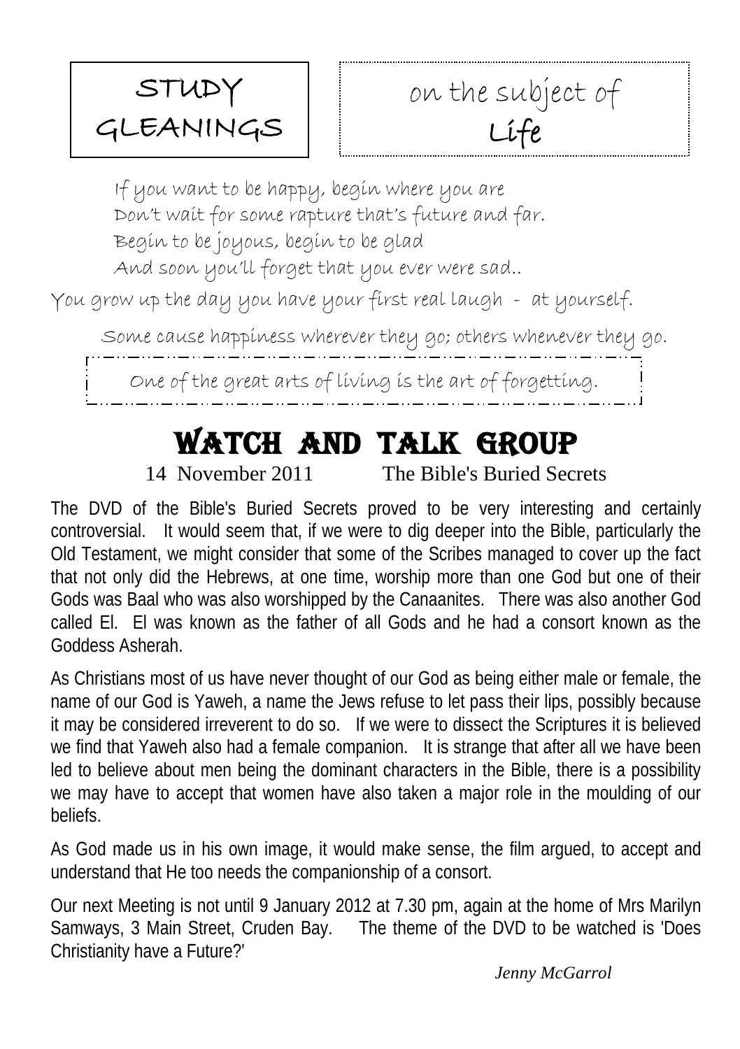# STUDY GLEANINGS

## on the subject of Life

If you want to be happy, begin where you are
Don't wait for some rapture that's future and far.
Begin to be joyous, begin to be glad
And soon you'll forget that you ever were sad..

You grow up the day you have your first real laugh - at yourself.

Some cause happiness wherever they go; others whenever they go.

One of the great arts of living is the art of forgetting.

# WATCH AND TALK GROUP

14 November 2011 The Bible's Buried Secrets

The DVD of the Bible's Buried Secrets proved to be very interesting and certainly controversial. It would seem that, if we were to dig deeper into the Bible, particularly the Old Testament, we might consider that some of the Scribes managed to cover up the fact that not only did the Hebrews, at one time, worship more than one God but one of their Gods was Baal who was also worshipped by the Canaanites. There was also another God called El. El was known as the father of all Gods and he had a consort known as the Goddess Asherah.

As Christians most of us have never thought of our God as being either male or female, the name of our God is Yaweh, a name the Jews refuse to let pass their lips, possibly because it may be considered irreverent to do so. If we were to dissect the Scriptures it is believed we find that Yaweh also had a female companion. It is strange that after all we have been led to believe about men being the dominant characters in the Bible, there is a possibility we may have to accept that women have also taken a major role in the moulding of our beliefs.

As God made us in his own image, it would make sense, the film argued, to accept and understand that He too needs the companionship of a consort.

Our next Meeting is not until 9 January 2012 at 7.30 pm, again at the home of Mrs Marilyn Samways, 3 Main Street, Cruden Bay. The theme of the DVD to be watched is 'Does Christianity have a Future?'

*Jenny McGarrol*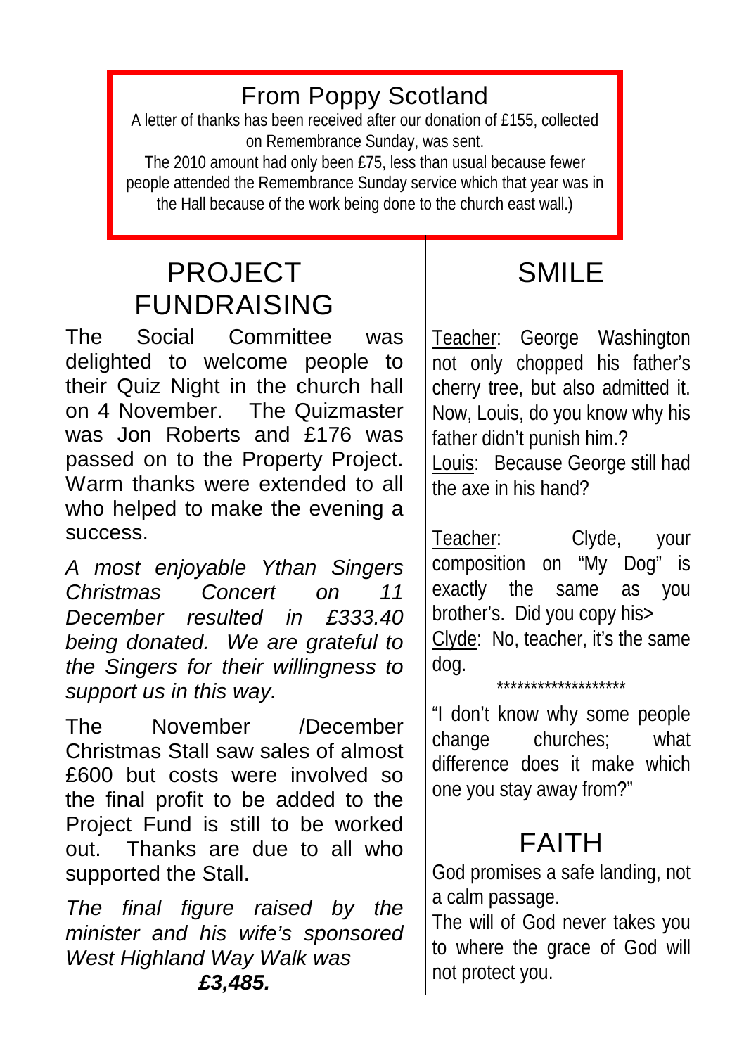## From Poppy Scotland

A letter of thanks has been received after our donation of £155, collected on Remembrance Sunday, was sent.
The 2010 amount had only been £75, less than usual because fewer people attended the Remembrance Sunday service which that year was in the Hall because of the work being done to the church east wall.)

## PROJECT FUNDRAISING

The Social Committee was delighted to welcome people to their Quiz Night in the church hall on 4 November. The Quizmaster was Jon Roberts and £176 was passed on to the Property Project. Warm thanks were extended to all who helped to make the evening a success.

*A most enjoyable Ythan Singers Christmas Concert on 11 December resulted in £333.40 being donated. We are grateful to the Singers for their willingness to support us in this way.*

The November /December Christmas Stall saw sales of almost £600 but costs were involved so the final profit to be added to the Project Fund is still to be worked out. Thanks are due to all who supported the Stall.

*The final figure raised by the minister and his wife's sponsored West Highland Way Walk was* ***£3,485.***

## SMILE

Teacher: George Washington not only chopped his father's cherry tree, but also admitted it. Now, Louis, do you know why his father didn't punish him.?
Louis: Because George still had the axe in his hand?

Teacher: Clyde, your composition on "My Dog" is exactly the same as you brother's. Did you copy his>
Clyde: No, teacher, it's the same dog.

*******************

"I don't know why some people change churches; what difference does it make which one you stay away from?"

## FAITH

God promises a safe landing, not a calm passage.
The will of God never takes you to where the grace of God will not protect you.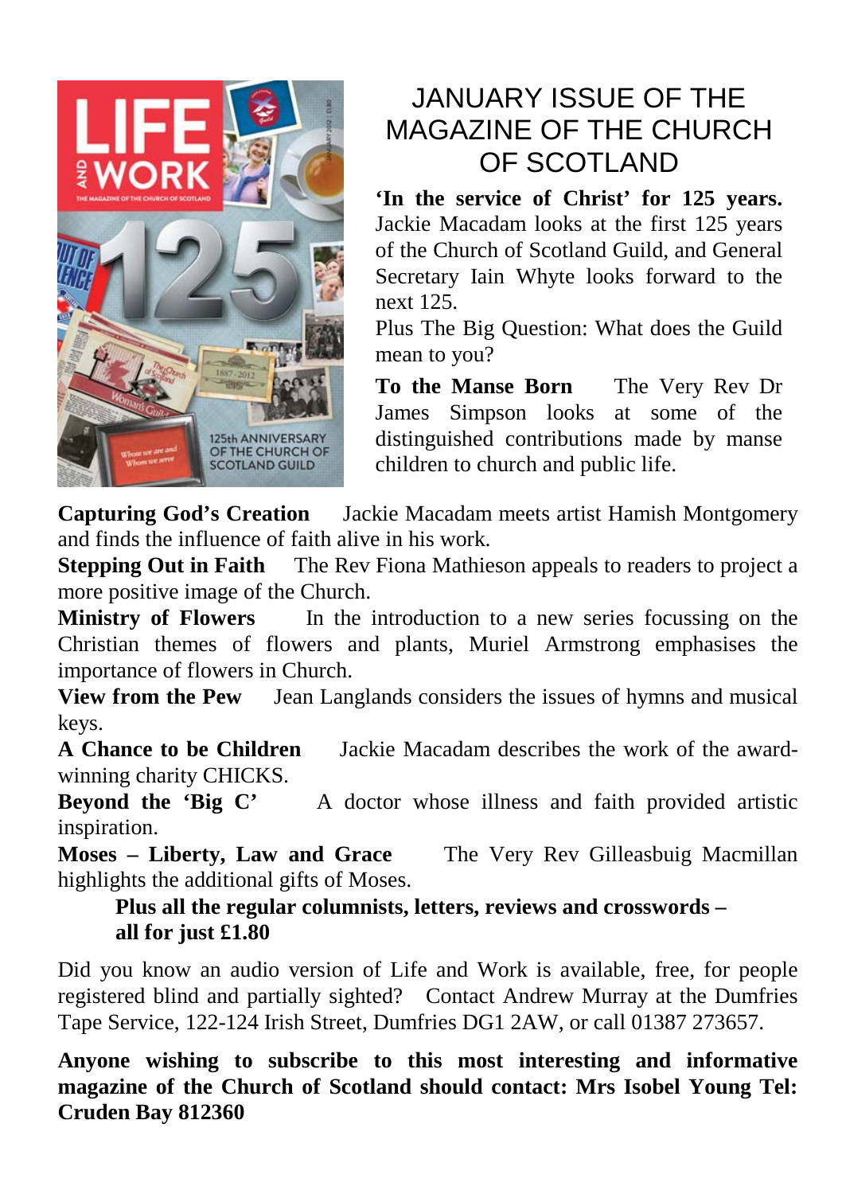# JANUARY ISSUE OF THE MAGAZINE OF THE CHURCH OF SCOTLAND

**'In the service of Christ' for 125 years.** Jackie Macadam looks at the first 125 years of the Church of Scotland Guild, and General Secretary Iain Whyte looks forward to the next 125.

Plus The Big Question: What does the Guild mean to you?

**To the Manse Born** The Very Rev Dr James Simpson looks at some of the distinguished contributions made by manse children to church and public life.

**Capturing God's Creation** Jackie Macadam meets artist Hamish Montgomery and finds the influence of faith alive in his work.

**Stepping Out in Faith** The Rev Fiona Mathieson appeals to readers to project a more positive image of the Church.

**Ministry of Flowers** In the introduction to a new series focussing on the Christian themes of flowers and plants, Muriel Armstrong emphasises the importance of flowers in Church.

**View from the Pew** Jean Langlands considers the issues of hymns and musical keys.

**A Chance to be Children** Jackie Macadam describes the work of the award-winning charity CHICKS.

**Beyond the 'Big C'** A doctor whose illness and faith provided artistic inspiration.

**Moses – Liberty, Law and Grace** The Very Rev Gilleasbuig Macmillan highlights the additional gifts of Moses.

**Plus all the regular columnists, letters, reviews and crosswords – all for just £1.80**

Did you know an audio version of Life and Work is available, free, for people registered blind and partially sighted? Contact Andrew Murray at the Dumfries Tape Service, 122-124 Irish Street, Dumfries DG1 2AW, or call 01387 273657.

**Anyone wishing to subscribe to this most interesting and informative magazine of the Church of Scotland should contact: Mrs Isobel Young Tel: Cruden Bay 812360**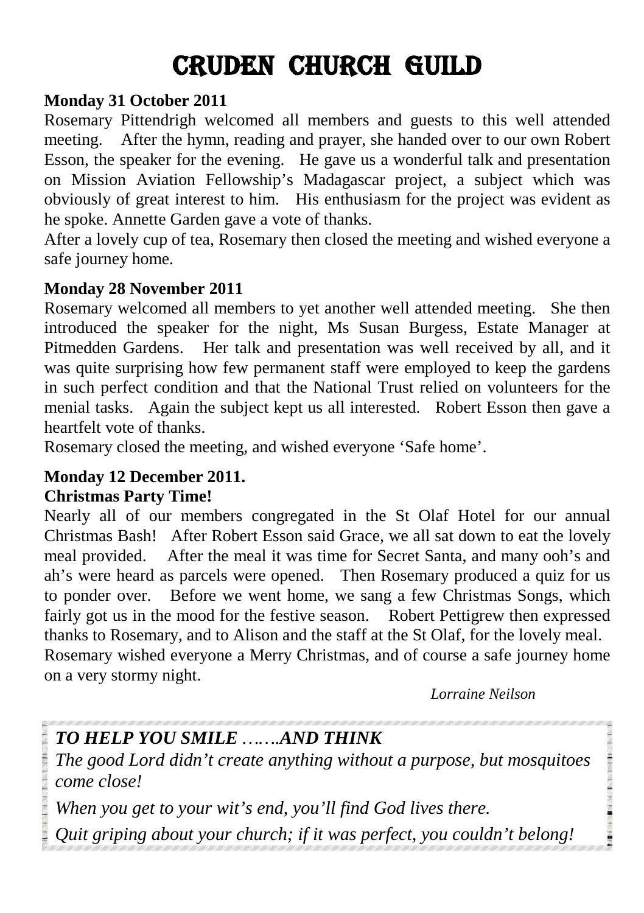# CRUDEN CHURCH GUILD

**Monday 31 October 2011**

Rosemary Pittendrigh welcomed all members and guests to this well attended meeting. After the hymn, reading and prayer, she handed over to our own Robert Esson, the speaker for the evening. He gave us a wonderful talk and presentation on Mission Aviation Fellowship's Madagascar project, a subject which was obviously of great interest to him. His enthusiasm for the project was evident as he spoke. Annette Garden gave a vote of thanks.

After a lovely cup of tea, Rosemary then closed the meeting and wished everyone a safe journey home.

**Monday 28 November 2011**

Rosemary welcomed all members to yet another well attended meeting. She then introduced the speaker for the night, Ms Susan Burgess, Estate Manager at Pitmedden Gardens. Her talk and presentation was well received by all, and it was quite surprising how few permanent staff were employed to keep the gardens in such perfect condition and that the National Trust relied on volunteers for the menial tasks. Again the subject kept us all interested. Robert Esson then gave a heartfelt vote of thanks.

Rosemary closed the meeting, and wished everyone 'Safe home'.

**Monday 12 December 2011.**
**Christmas Party Time!**

Nearly all of our members congregated in the St Olaf Hotel for our annual Christmas Bash! After Robert Esson said Grace, we all sat down to eat the lovely meal provided. After the meal it was time for Secret Santa, and many ooh's and ah's were heard as parcels were opened. Then Rosemary produced a quiz for us to ponder over. Before we went home, we sang a few Christmas Songs, which fairly got us in the mood for the festive season. Robert Pettigrew then expressed thanks to Rosemary, and to Alison and the staff at the St Olaf, for the lovely meal.

Rosemary wished everyone a Merry Christmas, and of course a safe journey home on a very stormy night.

*Lorraine Neilson*

***TO HELP YOU SMILE …….AND THINK***

*The good Lord didn't create anything without a purpose, but mosquitoes come close!*

*When you get to your wit's end, you'll find God lives there.*

*Quit griping about your church; if it was perfect, you couldn't belong!*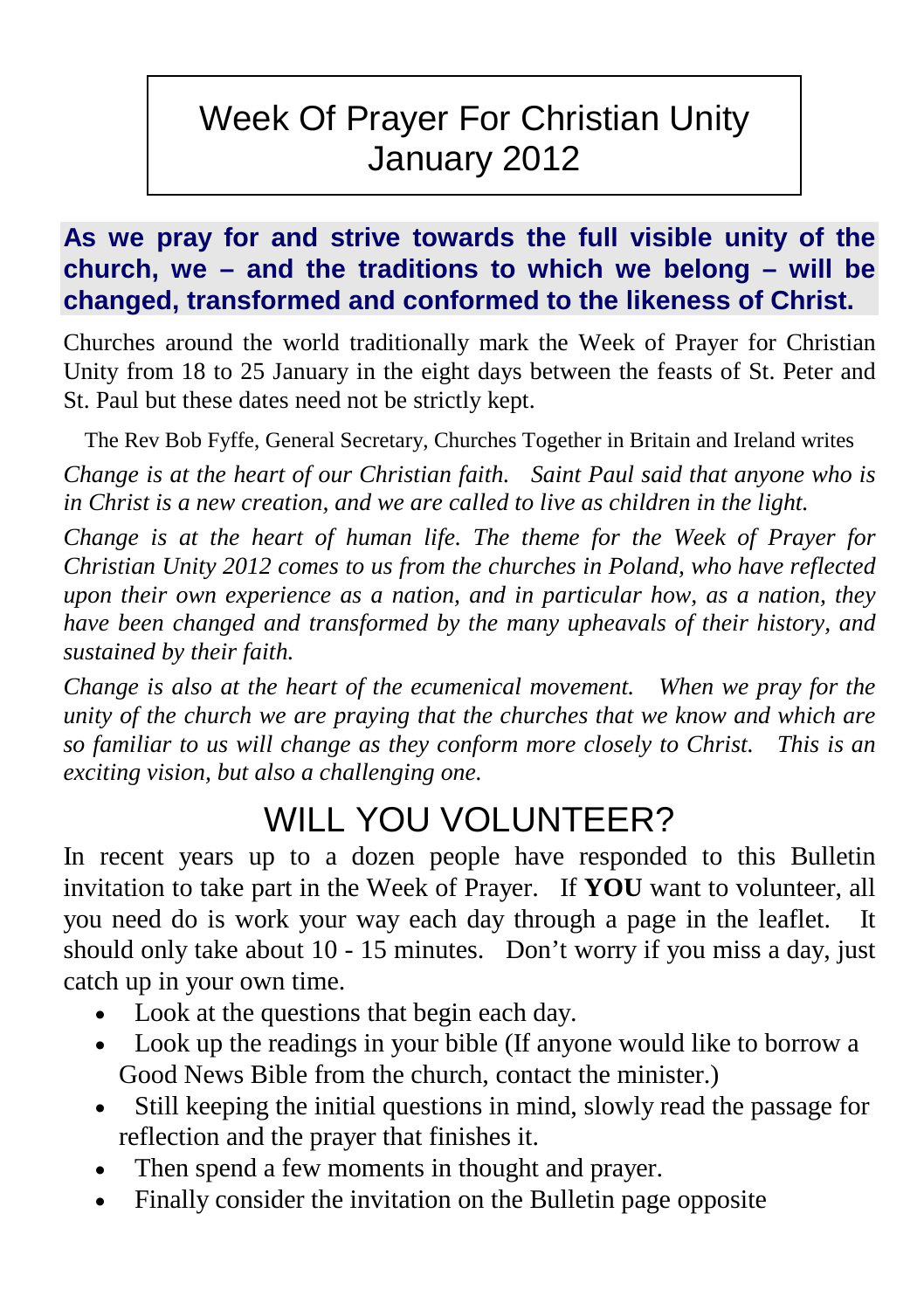# Week Of Prayer For Christian Unity January 2012

**As we pray for and strive towards the full visible unity of the church, we – and the traditions to which we belong – will be changed, transformed and conformed to the likeness of Christ.**

Churches around the world traditionally mark the Week of Prayer for Christian Unity from 18 to 25 January in the eight days between the feasts of St. Peter and St. Paul but these dates need not be strictly kept.

The Rev Bob Fyffe, General Secretary, Churches Together in Britain and Ireland writes

*Change is at the heart of our Christian faith. Saint Paul said that anyone who is in Christ is a new creation, and we are called to live as children in the light.*

*Change is at the heart of human life. The theme for the Week of Prayer for Christian Unity 2012 comes to us from the churches in Poland, who have reflected upon their own experience as a nation, and in particular how, as a nation, they have been changed and transformed by the many upheavals of their history, and sustained by their faith.*

*Change is also at the heart of the ecumenical movement. When we pray for the unity of the church we are praying that the churches that we know and which are so familiar to us will change as they conform more closely to Christ. This is an exciting vision, but also a challenging one.*

## WILL YOU VOLUNTEER?

In recent years up to a dozen people have responded to this Bulletin invitation to take part in the Week of Prayer. If **YOU** want to volunteer, all you need do is work your way each day through a page in the leaflet. It should only take about 10 - 15 minutes. Don't worry if you miss a day, just catch up in your own time.

- Look at the questions that begin each day.
- Look up the readings in your bible (If anyone would like to borrow a Good News Bible from the church, contact the minister.)
- Still keeping the initial questions in mind, slowly read the passage for reflection and the prayer that finishes it.
- Then spend a few moments in thought and prayer.
- Finally consider the invitation on the Bulletin page opposite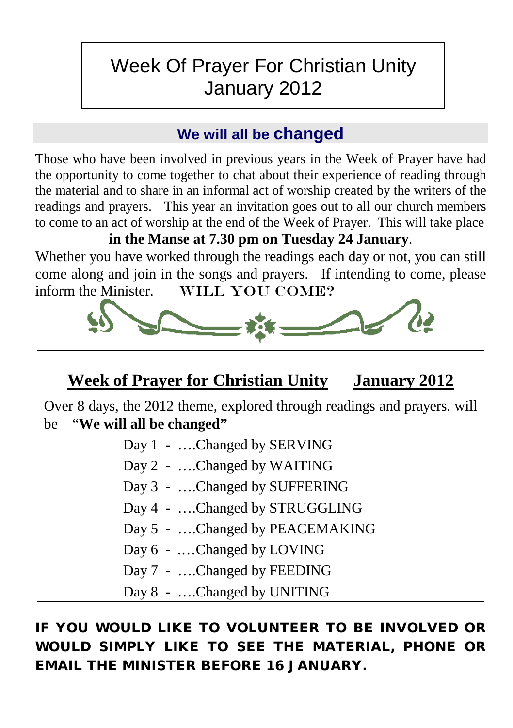# Week Of Prayer For Christian Unity
# January 2012

## We will all be changed

Those who have been involved in previous years in the Week of Prayer have had the opportunity to come together to chat about their experience of reading through the material and to share in an informal act of worship created by the writers of the readings and prayers. This year an invitation goes out to all our church members to come to an act of worship at the end of the Week of Prayer. This will take place

**in the Manse at 7.30 pm on Tuesday 24 January**.

Whether you have worked through the readings each day or not, you can still come along and join in the songs and prayers. If intending to come, please inform the Minister. WILL YOU COME?

## Week of Prayer for Christian Unity January 2012

Over 8 days, the 2012 theme, explored through readings and prayers. will be "**We will all be changed"**

Day 1 - ….Changed by SERVING

Day 2 - ….Changed by WAITING

Day 3 - ….Changed by SUFFERING

Day 4 - ….Changed by STRUGGLING

Day 5 - ….Changed by PEACEMAKING

Day 6 - ….Changed by LOVING

Day 7 - ….Changed by FEEDING

Day 8 - ….Changed by UNITING

**IF YOU WOULD LIKE TO VOLUNTEER TO BE INVOLVED OR WOULD SIMPLY LIKE TO SEE THE MATERIAL, PHONE OR EMAIL THE MINISTER BEFORE 16 JANUARY.**